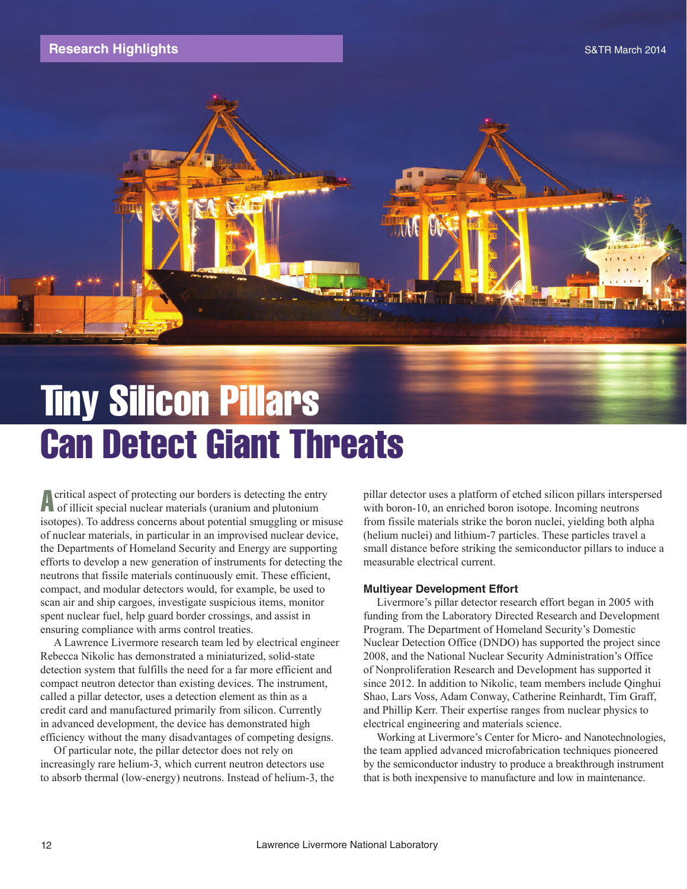# Tiny Silicon Pillars Can Detect Giant Threats

A critical aspect of protecting our borders is detecting the entry of illicit special nuclear materials (uranium and plutonium isotopes). To address concerns about potential smuggling or misuse of nuclear materials, in particular in an improvised nuclear device, the Departments of Homeland Security and Energy are supporting efforts to develop a new generation of instruments for detecting the neutrons that fissile materials continuously emit. These efficient, compact, and modular detectors would, for example, be used to scan air and ship cargoes, investigate suspicious items, monitor spent nuclear fuel, help guard border crossings, and assist in ensuring compliance with arms control treaties.

A Lawrence Livermore research team led by electrical engineer Rebecca Nikolic has demonstrated a miniaturized, solid-state detection system that fulfills the need for a far more efficient and compact neutron detector than existing devices. The instrument, called a pillar detector, uses a detection element as thin as a credit card and manufactured primarily from silicon. Currently in advanced development, the device has demonstrated high efficiency without the many disadvantages of competing designs.

Of particular note, the pillar detector does not rely on increasingly rare helium-3, which current neutron detectors use to absorb thermal (low-energy) neutrons. Instead of helium-3, the pillar detector uses a platform of etched silicon pillars interspersed with boron-10, an enriched boron isotope. Incoming neutrons from fissile materials strike the boron nuclei, yielding both alpha (helium nuclei) and lithium-7 particles. These particles travel a small distance before striking the semiconductor pillars to induce a measurable electrical current.

### Multiyear Development Effort

Livermore's pillar detector research effort began in 2005 with funding from the Laboratory Directed Research and Development Program. The Department of Homeland Security's Domestic Nuclear Detection Office (DNDO) has supported the project since 2008, and the National Nuclear Security Administration's Office of Nonproliferation Research and Development has supported it since 2012. In addition to Nikolic, team members include Qinghui Shao, Lars Voss, Adam Conway, Catherine Reinhardt, Tim Graff, and Phillip Kerr. Their expertise ranges from nuclear physics to electrical engineering and materials science.

Working at Livermore's Center for Micro- and Nanotechnologies, the team applied advanced microfabrication techniques pioneered by the semiconductor industry to produce a breakthrough instrument that is both inexpensive to manufacture and low in maintenance.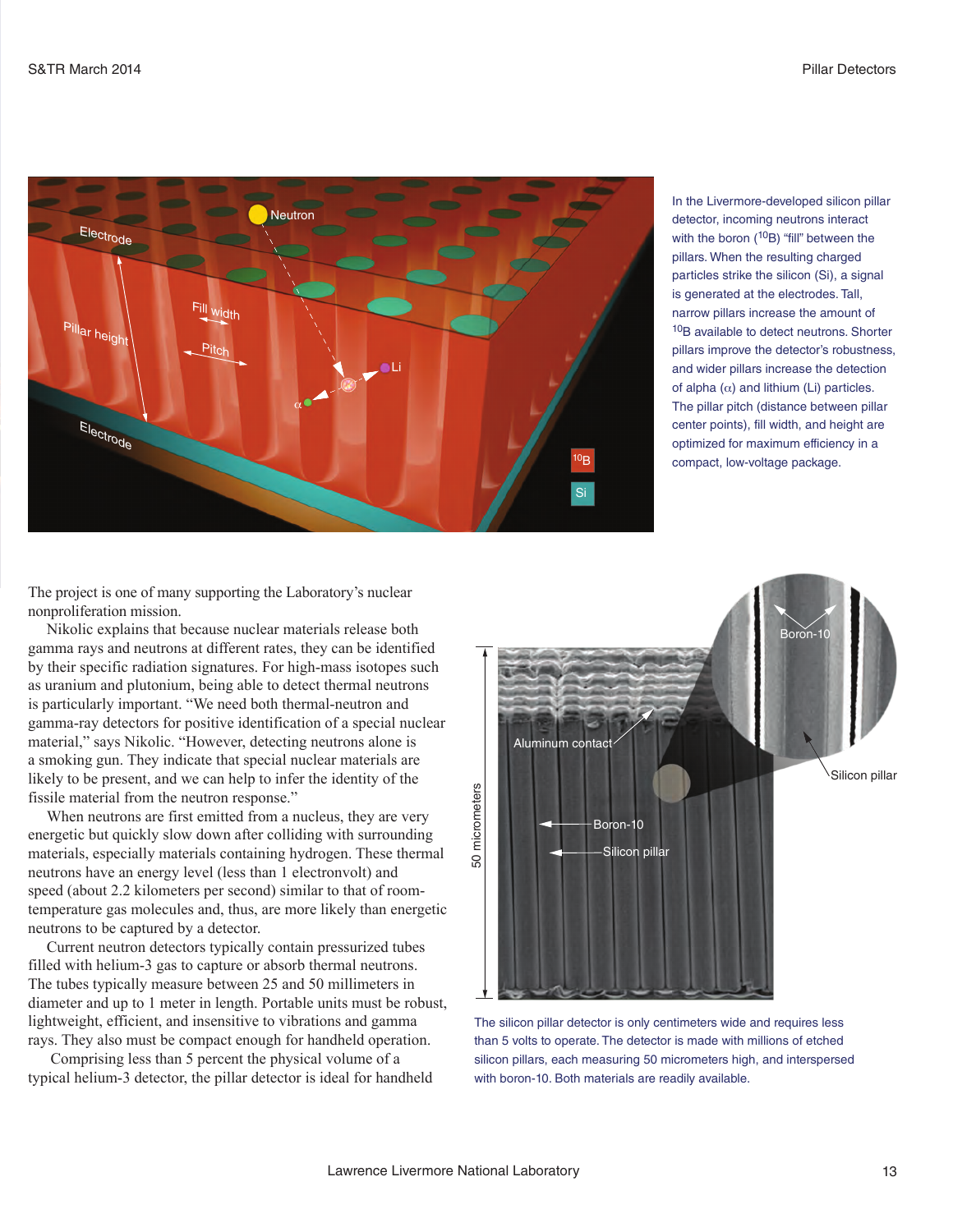In the Livermore-developed silicon pillar detector, incoming neutrons interact with the boron ($^{10}B$) "fill" between the pillars. When the resulting charged particles strike the silicon (Si), a signal is generated at the electrodes. Tall, narrow pillars increase the amount of $^{10}B$ available to detect neutrons. Shorter pillars improve the detector's robustness, and wider pillars increase the detection of alpha ($\alpha$) and lithium (Li) particles. The pillar pitch (distance between pillar center points), fill width, and height are optimized for maximum efficiency in a compact, low-voltage package.

The project is one of many supporting the Laboratory's nuclear nonproliferation mission.

Nikolic explains that because nuclear materials release both gamma rays and neutrons at different rates, they can be identified by their specific radiation signatures. For high-mass isotopes such as uranium and plutonium, being able to detect thermal neutrons is particularly important. "We need both thermal-neutron and gamma-ray detectors for positive identification of a special nuclear material," says Nikolic. "However, detecting neutrons alone is a smoking gun. They indicate that special nuclear materials are likely to be present, and we can help to infer the identity of the fissile material from the neutron response."

When neutrons are first emitted from a nucleus, they are very energetic but quickly slow down after colliding with surrounding materials, especially materials containing hydrogen. These thermal neutrons have an energy level (less than 1 electronvolt) and speed (about 2.2 kilometers per second) similar to that of room-temperature gas molecules and, thus, are more likely than energetic neutrons to be captured by a detector.

Current neutron detectors typically contain pressurized tubes filled with helium-3 gas to capture or absorb thermal neutrons. The tubes typically measure between 25 and 50 millimeters in diameter and up to 1 meter in length. Portable units must be robust, lightweight, efficient, and insensitive to vibrations and gamma rays. They also must be compact enough for handheld operation.

Comprising less than 5 percent the physical volume of a typical helium-3 detector, the pillar detector is ideal for handheld

The silicon pillar detector is only centimeters wide and requires less than 5 volts to operate. The detector is made with millions of etched silicon pillars, each measuring 50 micrometers high, and interspersed with boron-10. Both materials are readily available.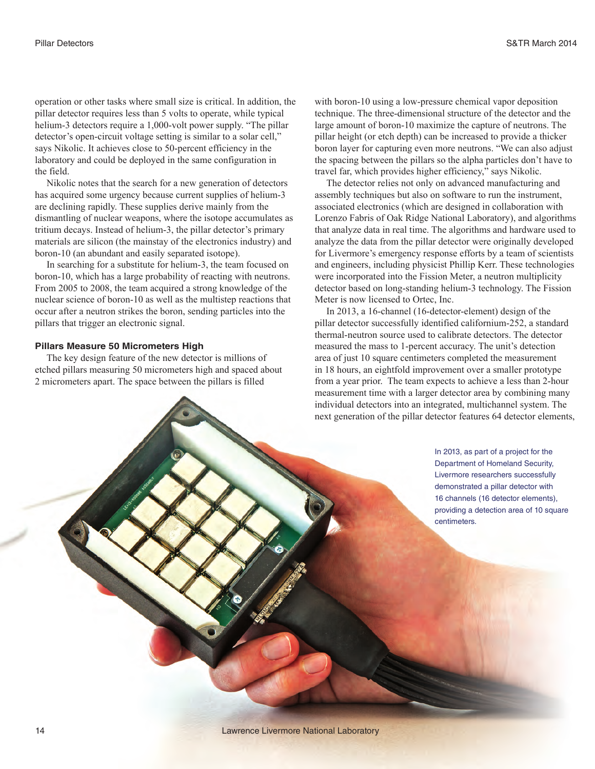operation or other tasks where small size is critical. In addition, the pillar detector requires less than 5 volts to operate, while typical helium-3 detectors require a 1,000-volt power supply. "The pillar detector's open-circuit voltage setting is similar to a solar cell," says Nikolic. It achieves close to 50-percent efficiency in the laboratory and could be deployed in the same configuration in the field.

Nikolic notes that the search for a new generation of detectors has acquired some urgency because current supplies of helium-3 are declining rapidly. These supplies derive mainly from the dismantling of nuclear weapons, where the isotope accumulates as tritium decays. Instead of helium-3, the pillar detector's primary materials are silicon (the mainstay of the electronics industry) and boron-10 (an abundant and easily separated isotope).

In searching for a substitute for helium-3, the team focused on boron-10, which has a large probability of reacting with neutrons. From 2005 to 2008, the team acquired a strong knowledge of the nuclear science of boron-10 as well as the multistep reactions that occur after a neutron strikes the boron, sending particles into the pillars that trigger an electronic signal.

### Pillars Measure 50 Micrometers High

The key design feature of the new detector is millions of etched pillars measuring 50 micrometers high and spaced about 2 micrometers apart. The space between the pillars is filled with boron-10 using a low-pressure chemical vapor deposition technique. The three-dimensional structure of the detector and the large amount of boron-10 maximize the capture of neutrons. The pillar height (or etch depth) can be increased to provide a thicker boron layer for capturing even more neutrons. "We can also adjust the spacing between the pillars so the alpha particles don't have to travel far, which provides higher efficiency," says Nikolic.

The detector relies not only on advanced manufacturing and assembly techniques but also on software to run the instrument, associated electronics (which are designed in collaboration with Lorenzo Fabris of Oak Ridge National Laboratory), and algorithms that analyze data in real time. The algorithms and hardware used to analyze the data from the pillar detector were originally developed for Livermore's emergency response efforts by a team of scientists and engineers, including physicist Phillip Kerr. These technologies were incorporated into the Fission Meter, a neutron multiplicity detector based on long-standing helium-3 technology. The Fission Meter is now licensed to Ortec, Inc.

In 2013, a 16-channel (16-detector-element) design of the pillar detector successfully identified californium-252, a standard thermal-neutron source used to calibrate detectors. The detector measured the mass to 1-percent accuracy. The unit's detection area of just 10 square centimeters completed the measurement in 18 hours, an eightfold improvement over a smaller prototype from a year prior. The team expects to achieve a less than 2-hour measurement time with a larger detector area by combining many individual detectors into an integrated, multichannel system. The next generation of the pillar detector features 64 detector elements,

In 2013, as part of a project for the Department of Homeland Security, Livermore researchers successfully demonstrated a pillar detector with 16 channels (16 detector elements), providing a detection area of 10 square centimeters.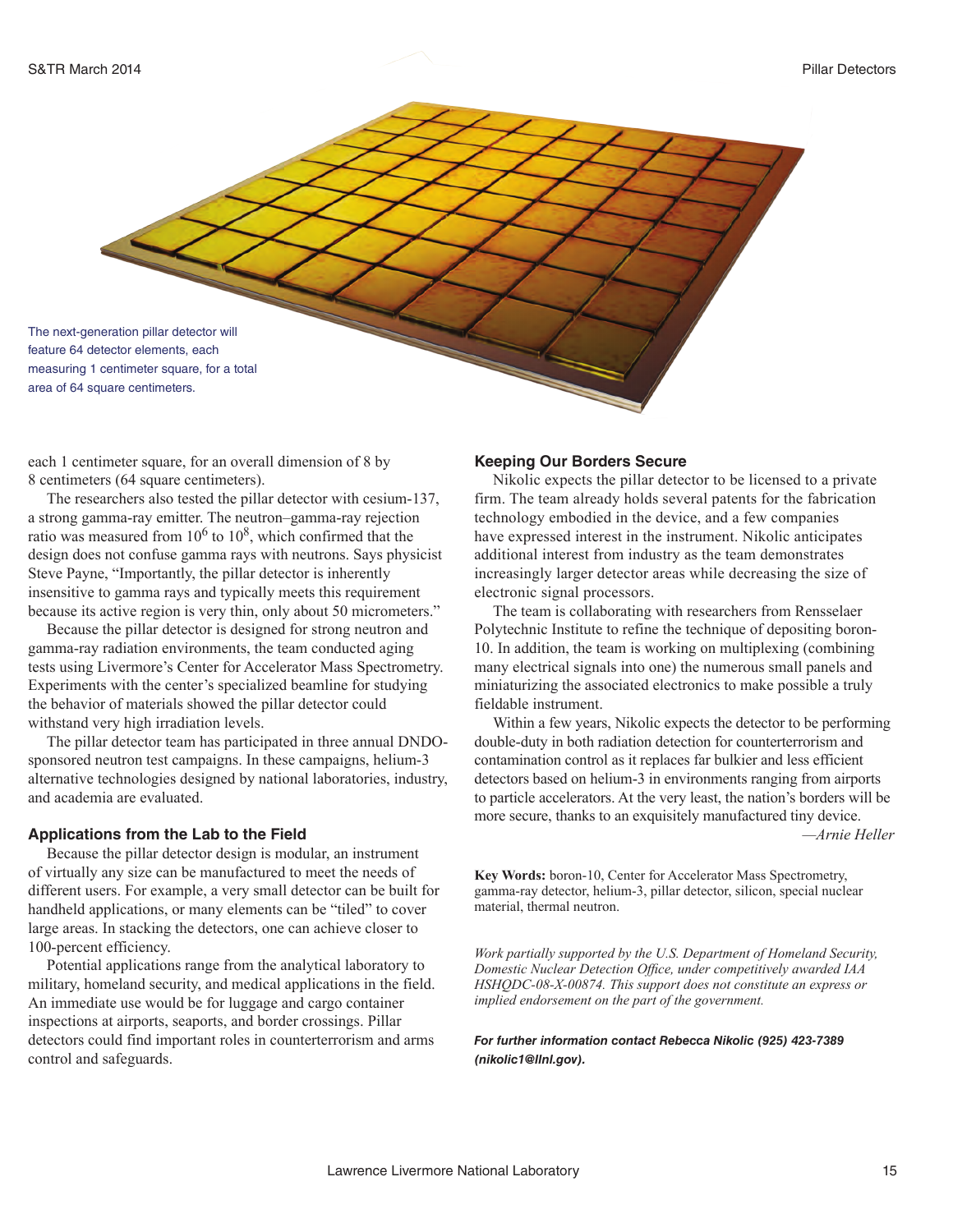The next-generation pillar detector will feature 64 detector elements, each measuring 1 centimeter square, for a total area of 64 square centimeters.

each 1 centimeter square, for an overall dimension of 8 by 8 centimeters (64 square centimeters).

The researchers also tested the pillar detector with cesium-137, a strong gamma-ray emitter. The neutron–gamma-ray rejection ratio was measured from $10^6$ to $10^8$, which confirmed that the design does not confuse gamma rays with neutrons. Says physicist Steve Payne, "Importantly, the pillar detector is inherently insensitive to gamma rays and typically meets this requirement because its active region is very thin, only about 50 micrometers."

Because the pillar detector is designed for strong neutron and gamma-ray radiation environments, the team conducted aging tests using Livermore's Center for Accelerator Mass Spectrometry. Experiments with the center's specialized beamline for studying the behavior of materials showed the pillar detector could withstand very high irradiation levels.

The pillar detector team has participated in three annual DNDO-sponsored neutron test campaigns. In these campaigns, helium-3 alternative technologies designed by national laboratories, industry, and academia are evaluated.

### Applications from the Lab to the Field

Because the pillar detector design is modular, an instrument of virtually any size can be manufactured to meet the needs of different users. For example, a very small detector can be built for handheld applications, or many elements can be "tiled" to cover large areas. In stacking the detectors, one can achieve closer to 100-percent efficiency.

Potential applications range from the analytical laboratory to military, homeland security, and medical applications in the field. An immediate use would be for luggage and cargo container inspections at airports, seaports, and border crossings. Pillar detectors could find important roles in counterterrorism and arms control and safeguards.

### Keeping Our Borders Secure

Nikolic expects the pillar detector to be licensed to a private firm. The team already holds several patents for the fabrication technology embodied in the device, and a few companies have expressed interest in the instrument. Nikolic anticipates additional interest from industry as the team demonstrates increasingly larger detector areas while decreasing the size of electronic signal processors.

The team is collaborating with researchers from Rensselaer Polytechnic Institute to refine the technique of depositing boron-10. In addition, the team is working on multiplexing (combining many electrical signals into one) the numerous small panels and miniaturizing the associated electronics to make possible a truly fieldable instrument.

Within a few years, Nikolic expects the detector to be performing double-duty in both radiation detection for counterterrorism and contamination control as it replaces far bulkier and less efficient detectors based on helium-3 in environments ranging from airports to particle accelerators. At the very least, the nation's borders will be more secure, thanks to an exquisitely manufactured tiny device.

*—Arnie Heller*

**Key Words:** boron-10, Center for Accelerator Mass Spectrometry, gamma-ray detector, helium-3, pillar detector, silicon, special nuclear material, thermal neutron.

*Work partially supported by the U.S. Department of Homeland Security, Domestic Nuclear Detection Office, under competitively awarded IAA HSHQDC-08-X-00874. This support does not constitute an express or implied endorsement on the part of the government.*

***For further information contact Rebecca Nikolic (925) 423-7389 (nikolic1@llnl.gov).***